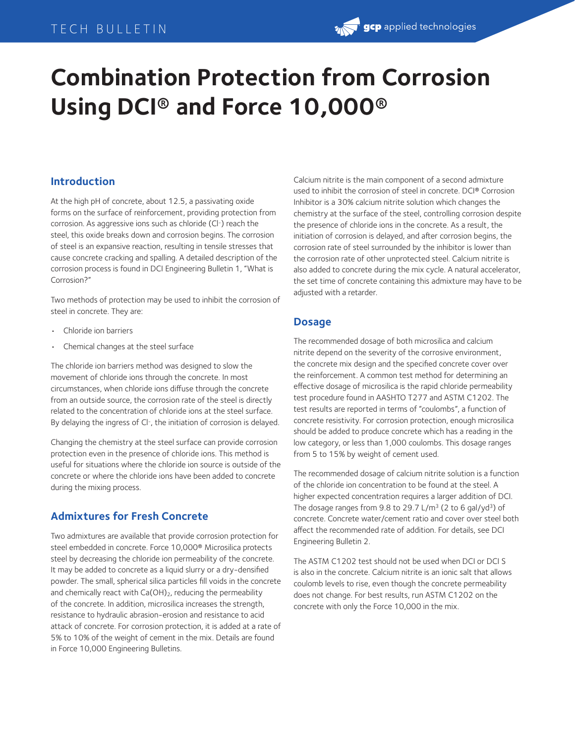# Combination Protection from Corrosion Using DCI® and Force 10,000®

## Introduction

At the high pH of concrete, about 12.5, a passivating oxide forms on the surface of reinforcement, providing protection from corrosion. As aggressive ions such as chloride ($Cl^-$) reach the steel, this oxide breaks down and corrosion begins. The corrosion of steel is an expansive reaction, resulting in tensile stresses that cause concrete cracking and spalling. A detailed description of the corrosion process is found in DCI Engineering Bulletin 1, "What is Corrosion?"

Two methods of protection may be used to inhibit the corrosion of steel in concrete. They are:

- Chloride ion barriers
- Chemical changes at the steel surface

The chloride ion barriers method was designed to slow the movement of chloride ions through the concrete. In most circumstances, when chloride ions diffuse through the concrete from an outside source, the corrosion rate of the steel is directly related to the concentration of chloride ions at the steel surface. By delaying the ingress of $Cl^-$, the initiation of corrosion is delayed.

Changing the chemistry at the steel surface can provide corrosion protection even in the presence of chloride ions. This method is useful for situations where the chloride ion source is outside of the concrete or where the chloride ions have been added to concrete during the mixing process.

## Admixtures for Fresh Concrete

Two admixtures are available that provide corrosion protection for steel embedded in concrete. Force 10,000® Microsilica protects steel by decreasing the chloride ion permeability of the concrete. It may be added to concrete as a liquid slurry or a dry-densified powder. The small, spherical silica particles fill voids in the concrete and chemically react with $Ca(OH)_2$, reducing the permeability of the concrete. In addition, microsilica increases the strength, resistance to hydraulic abrasion-erosion and resistance to acid attack of concrete. For corrosion protection, it is added at a rate of 5% to 10% of the weight of cement in the mix. Details are found in Force 10,000 Engineering Bulletins.

Calcium nitrite is the main component of a second admixture used to inhibit the corrosion of steel in concrete. DCI® Corrosion Inhibitor is a 30% calcium nitrite solution which changes the chemistry at the surface of the steel, controlling corrosion despite the presence of chloride ions in the concrete. As a result, the initiation of corrosion is delayed, and after corrosion begins, the corrosion rate of steel surrounded by the inhibitor is lower than the corrosion rate of other unprotected steel. Calcium nitrite is also added to concrete during the mix cycle. A natural accelerator, the set time of concrete containing this admixture may have to be adjusted with a retarder.

## Dosage

The recommended dosage of both microsilica and calcium nitrite depend on the severity of the corrosive environment, the concrete mix design and the specified concrete cover over the reinforcement. A common test method for determining an effective dosage of microsilica is the rapid chloride permeability test procedure found in AASHTO T277 and ASTM C1202. The test results are reported in terms of "coulombs", a function of concrete resistivity. For corrosion protection, enough microsilica should be added to produce concrete which has a reading in the low category, or less than 1,000 coulombs. This dosage ranges from 5 to 15% by weight of cement used.

The recommended dosage of calcium nitrite solution is a function of the chloride ion concentration to be found at the steel. A higher expected concentration requires a larger addition of DCI. The dosage ranges from 9.8 to 29.7 L/m$^3$ (2 to 6 gal/yd$^3$) of concrete. Concrete water/cement ratio and cover over steel both affect the recommended rate of addition. For details, see DCI Engineering Bulletin 2.

The ASTM C1202 test should not be used when DCI or DCI S is also in the concrete. Calcium nitrite is an ionic salt that allows coulomb levels to rise, even though the concrete permeability does not change. For best results, run ASTM C1202 on the concrete with only the Force 10,000 in the mix.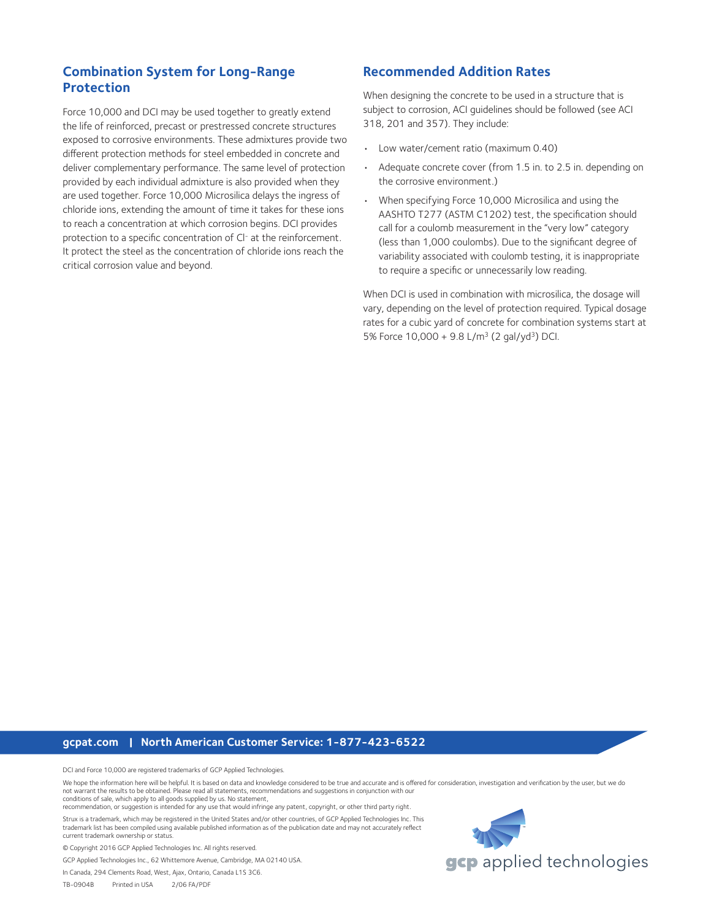## Combination System for Long-Range Protection

Force 10,000 and DCI may be used together to greatly extend the life of reinforced, precast or prestressed concrete structures exposed to corrosive environments. These admixtures provide two different protection methods for steel embedded in concrete and deliver complementary performance. The same level of protection provided by each individual admixture is also provided when they are used together. Force 10,000 Microsilica delays the ingress of chloride ions, extending the amount of time it takes for these ions to reach a concentration at which corrosion begins. DCI provides protection to a specific concentration of $Cl^-$ at the reinforcement. It protect the steel as the concentration of chloride ions reach the critical corrosion value and beyond.

## Recommended Addition Rates

When designing the concrete to be used in a structure that is subject to corrosion, ACI guidelines should be followed (see ACI 318, 201 and 357). They include:

- Low water/cement ratio (maximum 0.40)
- Adequate concrete cover (from 1.5 in. to 2.5 in. depending on the corrosive environment.)
- When specifying Force 10,000 Microsilica and using the AASHTO T277 (ASTM C1202) test, the specification should call for a coulomb measurement in the "very low" category (less than 1,000 coulombs). Due to the significant degree of variability associated with coulomb testing, it is inappropriate to require a specific or unnecessarily low reading.

When DCI is used in combination with microsilica, the dosage will vary, depending on the level of protection required. Typical dosage rates for a cubic yard of concrete for combination systems start at 5% Force 10,000 + 9.8 L/$m^3$ (2 gal/$yd^3$) DCI.

**gcpat.com | North American Customer Service: 1-877-423-6522**

DCI and Force 10,000 are registered trademarks of GCP Applied Technologies.

We hope the information here will be helpful. It is based on data and knowledge considered to be true and accurate and is offered for consideration, investigation and verification by the user, but we do not warrant the results to be obtained. Please read all statements, recommendations and suggestions in conjunction with our conditions of sale, which apply to all goods supplied by us. No statement, recommendation, or suggestion is intended for any use that would infringe any patent, copyright, or other third party right.

Strux is a trademark, which may be registered in the United States and/or other countries, of GCP Applied Technologies Inc. This trademark list has been compiled using available published information as of the publication date and may not accurately reflect current trademark ownership or status.

© Copyright 2016 GCP Applied Technologies Inc. All rights reserved.

GCP Applied Technologies Inc., 62 Whittemore Avenue, Cambridge, MA 02140 USA.

In Canada, 294 Clements Road, West, Ajax, Ontario, Canada L1S 3C6.

TB-0904B Printed in USA 2/06 FA/PDF

gcp applied technologies